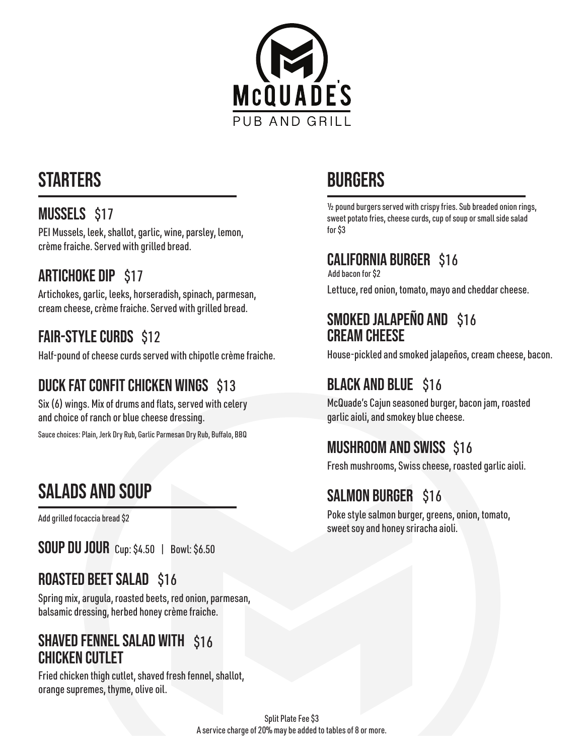# McQUADE'S

PUB AND GRILL

## STARTERS

### MUSSELS $17

PEI Mussels, leek, shallot, garlic, wine, parsley, lemon, crème fraiche. Served with grilled bread.

### ARTICHOKE DIP $17

Artichokes, garlic, leeks, horseradish, spinach, parmesan, cream cheese, crème fraiche. Served with grilled bread.

### FAIR-STYLE CURDS $12

Half-pound of cheese curds served with chipotle crème fraiche.

### DUCK FAT CONFIT CHICKEN WINGS $13

Six (6) wings. Mix of drums and flats, served with celery and choice of ranch or blue cheese dressing.

Sauce choices: Plain, Jerk Dry Rub, Garlic Parmesan Dry Rub, Buffalo, BBQ

## SALADS AND SOUP

Add grilled focaccia bread $2

### SOUP DU JOUR Cup: $4.50 | Bowl: $6.50

### ROASTED BEET SALAD $16

Spring mix, arugula, roasted beets, red onion, parmesan, balsamic dressing, herbed honey crème fraiche.

### SHAVED FENNEL SALAD WITH CHICKEN CUTLET $16

Fried chicken thigh cutlet, shaved fresh fennel, shallot, orange supremes, thyme, olive oil.

## BURGERS

½ pound burgers served with crispy fries. Sub breaded onion rings, sweet potato fries, cheese curds, cup of soup or small side salad for $3

### CALIFORNIA BURGER $16

Add bacon for $2

Lettuce, red onion, tomato, mayo and cheddar cheese.

### SMOKED JALAPEÑO AND CREAM CHEESE $16

House-pickled and smoked jalapeños, cream cheese, bacon.

### BLACK AND BLUE $16

McQuade's Cajun seasoned burger, bacon jam, roasted garlic aioli, and smokey blue cheese.

### MUSHROOM AND SWISS $16

Fresh mushrooms, Swiss cheese, roasted garlic aioli.

### SALMON BURGER $16

Poke style salmon burger, greens, onion, tomato, sweet soy and honey sriracha aioli.

Split Plate Fee $3

A service charge of 20% may be added to tables of 8 or more.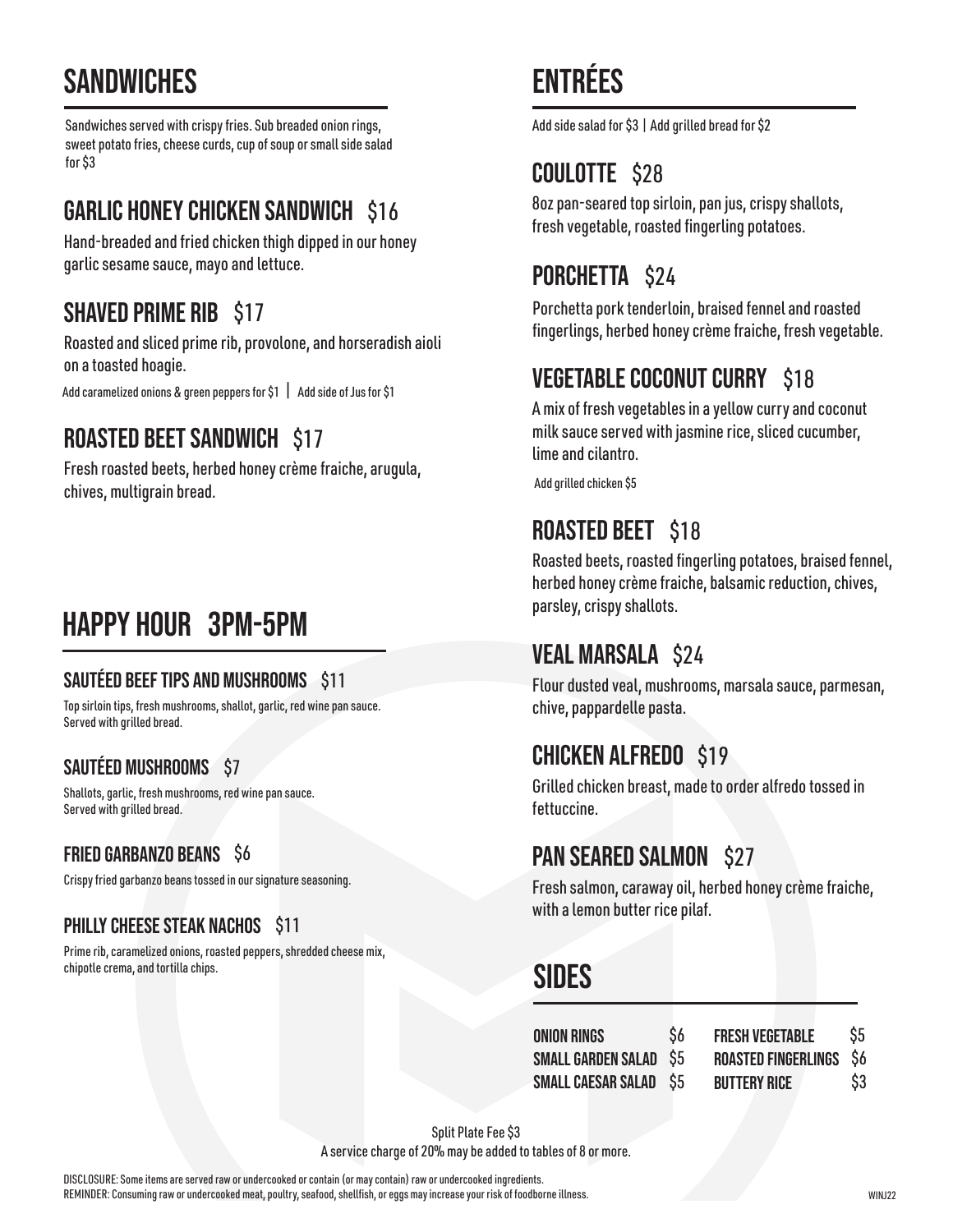# SANDWICHES

Sandwiches served with crispy fries. Sub breaded onion rings, sweet potato fries, cheese curds, cup of soup or small side salad for $3

## GARLIC HONEY CHICKEN SANDWICH $16

Hand-breaded and fried chicken thigh dipped in our honey garlic sesame sauce, mayo and lettuce.

## SHAVED PRIME RIB $17

Roasted and sliced prime rib, provolone, and horseradish aioli on a toasted hoagie.

Add caramelized onions & green peppers for $1 | Add side of Jus for $1

## ROASTED BEET SANDWICH $17

Fresh roasted beets, herbed honey crème fraiche, arugula, chives, multigrain bread.

# HAPPY HOUR 3PM-5PM

### SAUTÉED BEEF TIPS AND MUSHROOMS $11

Top sirloin tips, fresh mushrooms, shallot, garlic, red wine pan sauce. Served with grilled bread.

### SAUTÉED MUSHROOMS $7

Shallots, garlic, fresh mushrooms, red wine pan sauce. Served with grilled bread.

### FRIED GARBANZO BEANS $6

Crispy fried garbanzo beans tossed in our signature seasoning.

### PHILLY CHEESE STEAK NACHOS $11

Prime rib, caramelized onions, roasted peppers, shredded cheese mix, chipotle crema, and tortilla chips.

# ENTRÉES

Add side salad for $3 | Add grilled bread for $2

## COULOTTE $28

8oz pan-seared top sirloin, pan jus, crispy shallots, fresh vegetable, roasted fingerling potatoes.

## PORCHETTA $24

Porchetta pork tenderloin, braised fennel and roasted fingerlings, herbed honey crème fraiche, fresh vegetable.

## VEGETABLE COCONUT CURRY $18

A mix of fresh vegetables in a yellow curry and coconut milk sauce served with jasmine rice, sliced cucumber, lime and cilantro.

Add grilled chicken $5

## ROASTED BEET $18

Roasted beets, roasted fingerling potatoes, braised fennel, herbed honey crème fraiche, balsamic reduction, chives, parsley, crispy shallots.

## VEAL MARSALA $24

Flour dusted veal, mushrooms, marsala sauce, parmesan, chive, pappardelle pasta.

## CHICKEN ALFREDO $19

Grilled chicken breast, made to order alfredo tossed in fettuccine.

## PAN SEARED SALMON $27

Fresh salmon, caraway oil, herbed honey crème fraiche, with a lemon butter rice pilaf.

# SIDES

| | | | |
|---|---|---|---|
| ONION RINGS | $6 | FRESH VEGETABLE | $5 |
| SMALL GARDEN SALAD | $5 | ROASTED FINGERLINGS | $6 |
| SMALL CAESAR SALAD | $5 | BUTTERY RICE | $3 |

Split Plate Fee $3

A service charge of 20% may be added to tables of 8 or more.

DISCLOSURE: Some items are served raw or undercooked or contain (or may contain) raw or undercooked ingredients.
REMINDER: Consuming raw or undercooked meat, poultry, seafood, shellfish, or eggs may increase your risk of foodborne illness.

WINJ22